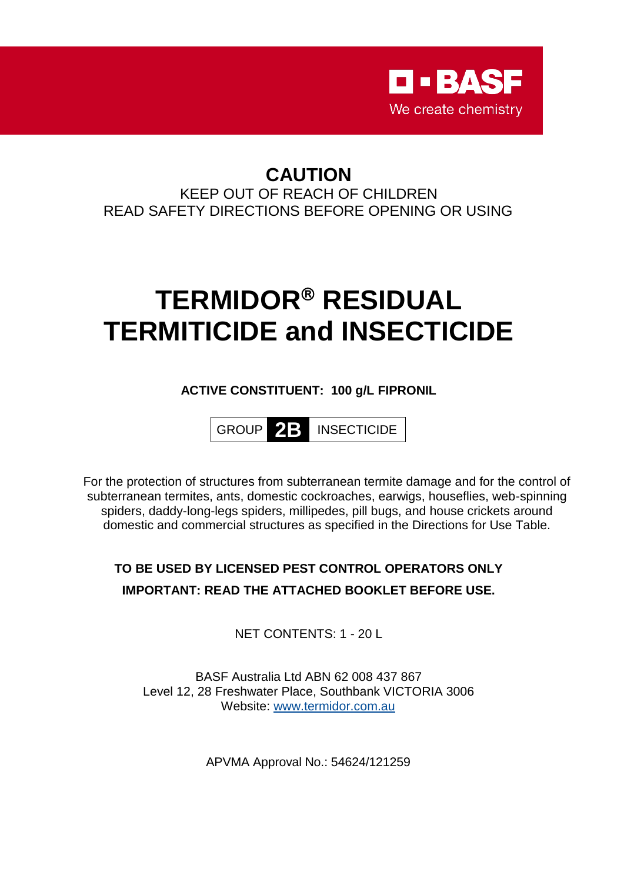BASF

We create chemistry

**CAUTION**

KEEP OUT OF REACH OF CHILDREN

READ SAFETY DIRECTIONS BEFORE OPENING OR USING

# TERMIDOR® RESIDUAL TERMITICIDE and INSECTICIDE

**ACTIVE CONSTITUENT: 100 g/L FIPRONIL**

GROUP **2B** INSECTICIDE

For the protection of structures from subterranean termite damage and for the control of subterranean termites, ants, domestic cockroaches, earwigs, houseflies, web-spinning spiders, daddy-long-legs spiders, millipedes, pill bugs, and house crickets around domestic and commercial structures as specified in the Directions for Use Table.

**TO BE USED BY LICENSED PEST CONTROL OPERATORS ONLY**

**IMPORTANT: READ THE ATTACHED BOOKLET BEFORE USE.**

NET CONTENTS: 1 - 20 L

BASF Australia Ltd ABN 62 008 437 867

Level 12, 28 Freshwater Place, Southbank VICTORIA 3006

Website: www.termidor.com.au

APVMA Approval No.: 54624/121259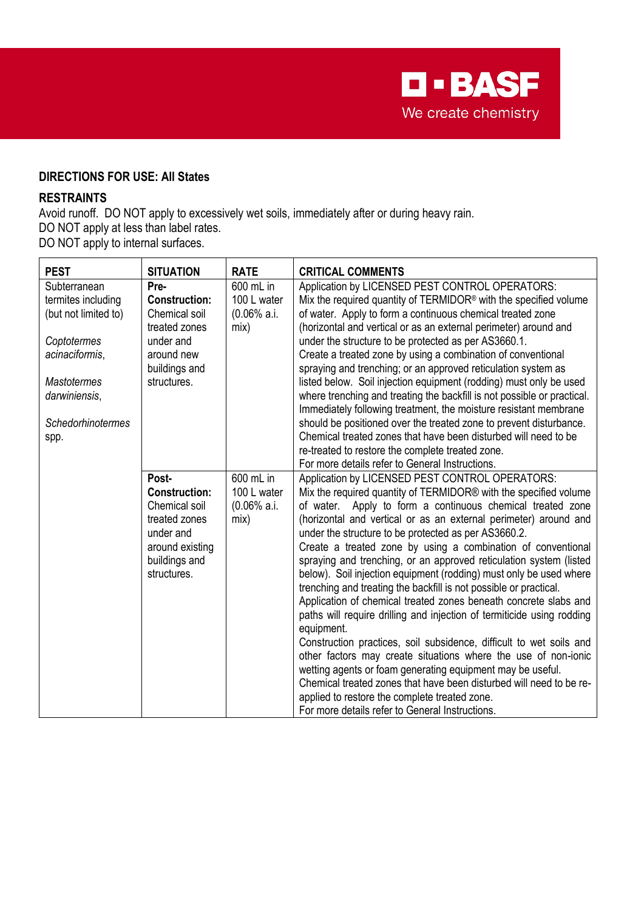## DIRECTIONS FOR USE: All States

### RESTRAINTS

Avoid runoff. DO NOT apply to excessively wet soils, immediately after or during heavy rain.
DO NOT apply at less than label rates.
DO NOT apply to internal surfaces.

| PEST | SITUATION | RATE | CRITICAL COMMENTS |
|---|---|---|---|
| Subterranean termites including (but not limited to) *Coptotermes acinaciformis*, *Mastotermes darwiniensis*, *Schedorhinotermes* spp. | **Pre-Construction:** Chemical soil treated zones under and around new buildings and structures. | 600 mL in 100 L water (0.06% a.i. mix) | Application by LICENSED PEST CONTROL OPERATORS: Mix the required quantity of TERMIDOR® with the specified volume of water. Apply to form a continuous chemical treated zone (horizontal and vertical or as an external perimeter) around and under the structure to be protected as per AS3660.1. Create a treated zone by using a combination of conventional spraying and trenching; or an approved reticulation system as listed below. Soil injection equipment (rodding) must only be used where trenching and treating the backfill is not possible or practical. Immediately following treatment, the moisture resistant membrane should be positioned over the treated zone to prevent disturbance. Chemical treated zones that have been disturbed will need to be re-treated to restore the complete treated zone. For more details refer to General Instructions. |
| | **Post-Construction:** Chemical soil treated zones under and around existing buildings and structures. | 600 mL in 100 L water (0.06% a.i. mix) | Application by LICENSED PEST CONTROL OPERATORS: Mix the required quantity of TERMIDOR® with the specified volume of water. Apply to form a continuous chemical treated zone (horizontal and vertical or as an external perimeter) around and under the structure to be protected as per AS3660.2. Create a treated zone by using a combination of conventional spraying and trenching, or an approved reticulation system (listed below). Soil injection equipment (rodding) must only be used where trenching and treating the backfill is not possible or practical. Application of chemical treated zones beneath concrete slabs and paths will require drilling and injection of termiticide using rodding equipment. Construction practices, soil subsidence, difficult to wet soils and other factors may create situations where the use of non-ionic wetting agents or foam generating equipment may be useful. Chemical treated zones that have been disturbed will need to be re-applied to restore the complete treated zone. For more details refer to General Instructions. |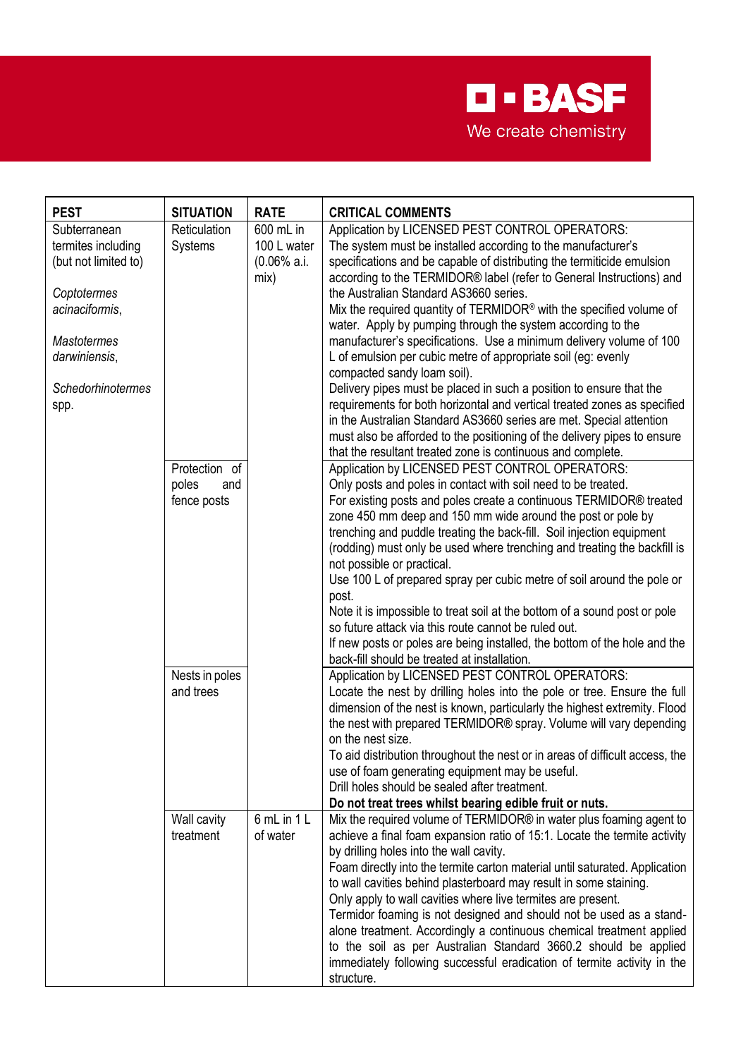| PEST | SITUATION | RATE | CRITICAL COMMENTS |
|---|---|---|---|
| Subterranean termites including (but not limited to)<br><br>*Coptotermes acinaciformis*,<br><br>*Mastotermes darwiniensis*,<br><br>*Schedorhinotermes* spp. | Reticulation Systems | 600 mL in 100 L water (0.06% a.i. mix) | Application by LICENSED PEST CONTROL OPERATORS:<br>The system must be installed according to the manufacturer's specifications and be capable of distributing the termiticide emulsion according to the TERMIDOR® label (refer to General Instructions) and the Australian Standard AS3660 series.<br>Mix the required quantity of TERMIDOR® with the specified volume of water. Apply by pumping through the system according to the manufacturer's specifications. Use a minimum delivery volume of 100 L of emulsion per cubic metre of appropriate soil (eg: evenly compacted sandy loam soil).<br>Delivery pipes must be placed in such a position to ensure that the requirements for both horizontal and vertical treated zones as specified in the Australian Standard AS3660 series are met. Special attention must also be afforded to the positioning of the delivery pipes to ensure that the resultant treated zone is continuous and complete. |
| | Protection of poles and fence posts | | Application by LICENSED PEST CONTROL OPERATORS:<br>Only posts and poles in contact with soil need to be treated.<br>For existing posts and poles create a continuous TERMIDOR® treated zone 450 mm deep and 150 mm wide around the post or pole by trenching and puddle treating the back-fill. Soil injection equipment (rodding) must only be used where trenching and treating the backfill is not possible or practical.<br>Use 100 L of prepared spray per cubic metre of soil around the pole or post.<br>Note it is impossible to treat soil at the bottom of a sound post or pole so future attack via this route cannot be ruled out.<br>If new posts or poles are being installed, the bottom of the hole and the back-fill should be treated at installation. |
| | Nests in poles and trees | | Application by LICENSED PEST CONTROL OPERATORS:<br>Locate the nest by drilling holes into the pole or tree. Ensure the full dimension of the nest is known, particularly the highest extremity. Flood the nest with prepared TERMIDOR® spray. Volume will vary depending on the nest size.<br>To aid distribution throughout the nest or in areas of difficult access, the use of foam generating equipment may be useful.<br>Drill holes should be sealed after treatment.<br>**Do not treat trees whilst bearing edible fruit or nuts.** |
| | Wall cavity treatment | 6 mL in 1 L of water | Mix the required volume of TERMIDOR® in water plus foaming agent to achieve a final foam expansion ratio of 15:1. Locate the termite activity by drilling holes into the wall cavity.<br>Foam directly into the termite carton material until saturated. Application to wall cavities behind plasterboard may result in some staining.<br>Only apply to wall cavities where live termites are present.<br>Termidor foaming is not designed and should not be used as a stand-alone treatment. Accordingly a continuous chemical treatment applied to the soil as per Australian Standard 3660.2 should be applied immediately following successful eradication of termite activity in the structure. |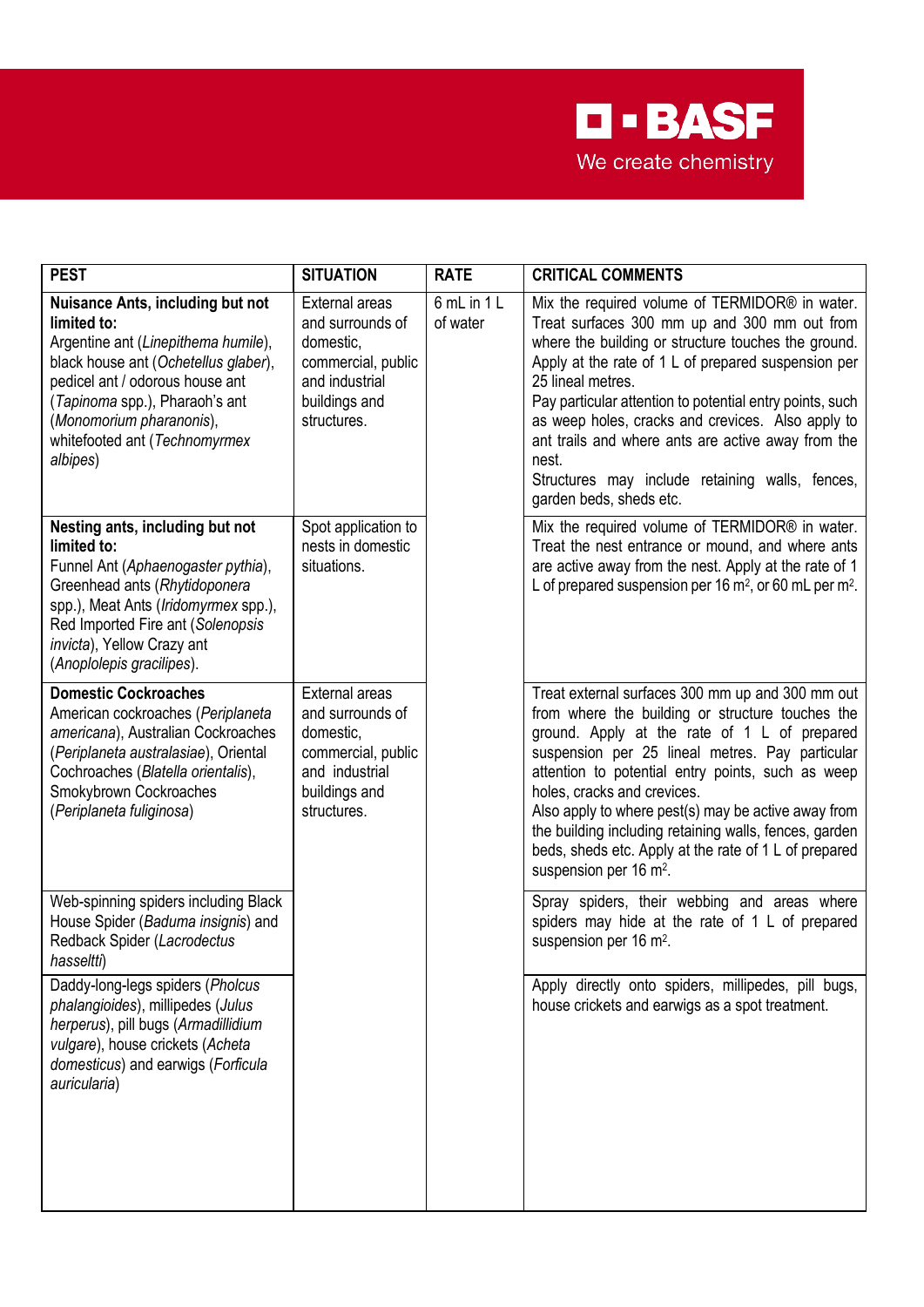| PEST | SITUATION | RATE | CRITICAL COMMENTS |
|---|---|---|---|
| **Nuisance Ants, including but not limited to:** Argentine ant (*Linepithema humile*), black house ant (*Ochetellus glaber*), pedicel ant / odorous house ant (*Tapinoma* spp.), Pharaoh's ant (*Monomorium pharanonis*), whitefooted ant (*Technomyrmex albipes*) | External areas and surrounds of domestic, commercial, public and industrial buildings and structures. | 6 mL in 1 L of water | Mix the required volume of TERMIDOR® in water. Treat surfaces 300 mm up and 300 mm out from where the building or structure touches the ground. Apply at the rate of 1 L of prepared suspension per 25 lineal metres. Pay particular attention to potential entry points, such as weep holes, cracks and crevices. Also apply to ant trails and where ants are active away from the nest. Structures may include retaining walls, fences, garden beds, sheds etc. |
| **Nesting ants, including but not limited to:** Funnel Ant (*Aphaenogaster pythia*), Greenhead ants (*Rhytidoponera* spp.), Meat Ants (*Iridomyrmex* spp.), Red Imported Fire ant (*Solenopsis invicta*), Yellow Crazy ant (*Anoplolepis gracilipes*). | Spot application to nests in domestic situations. | | Mix the required volume of TERMIDOR® in water. Treat the nest entrance or mound, and where ants are active away from the nest. Apply at the rate of 1 L of prepared suspension per 16 m², or 60 mL per m². |
| **Domestic Cockroaches** American cockroaches (*Periplaneta americana*), Australian Cockroaches (*Periplaneta australasiae*), Oriental Cochroaches (*Blatella orientalis*), Smokybrown Cockroaches (*Periplaneta fuliginosa*) | External areas and surrounds of domestic, commercial, public and industrial buildings and structures. | | Treat external surfaces 300 mm up and 300 mm out from where the building or structure touches the ground. Apply at the rate of 1 L of prepared suspension per 25 lineal metres. Pay particular attention to potential entry points, such as weep holes, cracks and crevices. Also apply to where pest(s) may be active away from the building including retaining walls, fences, garden beds, sheds etc. Apply at the rate of 1 L of prepared suspension per 16 m². |
| Web-spinning spiders including Black House Spider (*Baduma insignis*) and Redback Spider (*Lacrodectus hasseltti*) | | | Spray spiders, their webbing and areas where spiders may hide at the rate of 1 L of prepared suspension per 16 m². |
| Daddy-long-legs spiders (*Pholcus phalangioides*), millipedes (*Julus herperus*), pill bugs (*Armadillidium vulgare*), house crickets (*Acheta domesticus*) and earwigs (*Forficula auricularia*) | | | Apply directly onto spiders, millipedes, pill bugs, house crickets and earwigs as a spot treatment. |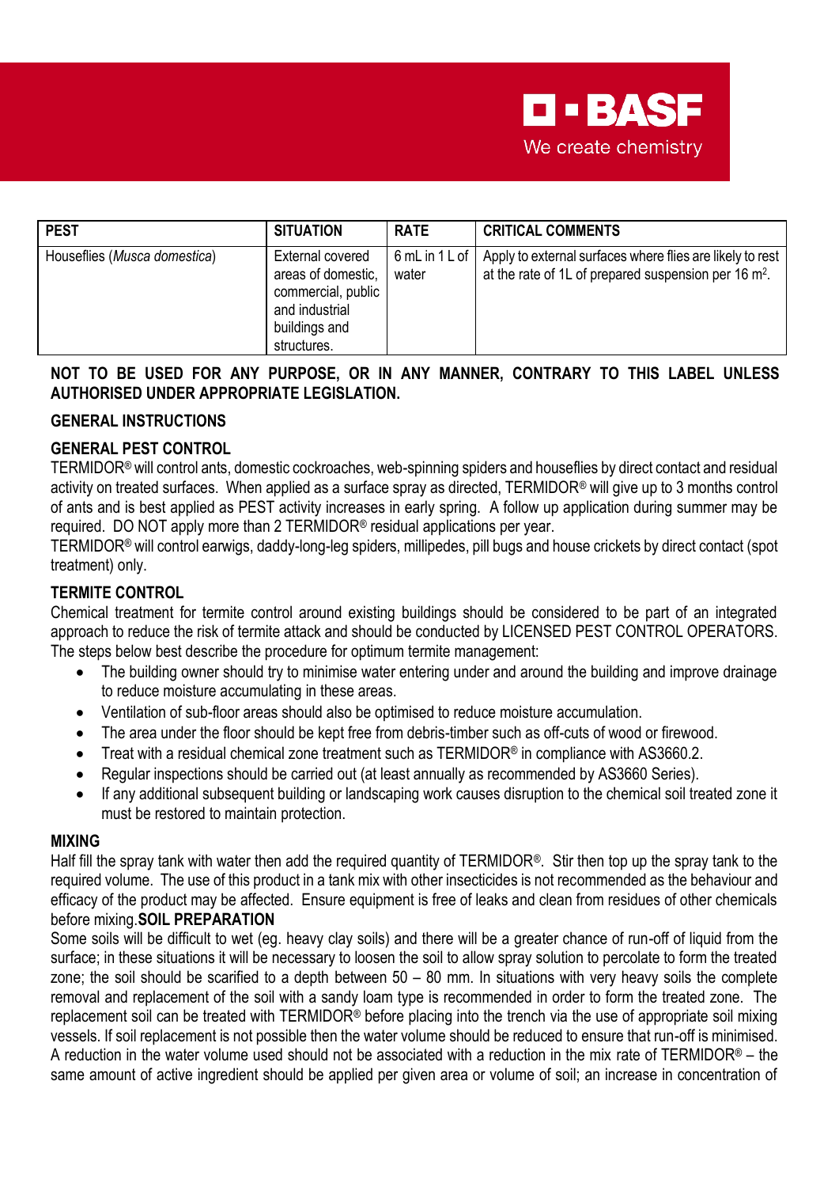| PEST | SITUATION | RATE | CRITICAL COMMENTS |
|---|---|---|---|
| Houseflies (*Musca domestica*) | External covered areas of domestic, commercial, public and industrial buildings and structures. | 6 mL in 1 L of water | Apply to external surfaces where flies are likely to rest at the rate of 1L of prepared suspension per 16 m$^2$. |

**NOT TO BE USED FOR ANY PURPOSE, OR IN ANY MANNER, CONTRARY TO THIS LABEL UNLESS AUTHORISED UNDER APPROPRIATE LEGISLATION.**

## GENERAL INSTRUCTIONS

### GENERAL PEST CONTROL

TERMIDOR® will control ants, domestic cockroaches, web-spinning spiders and houseflies by direct contact and residual activity on treated surfaces. When applied as a surface spray as directed, TERMIDOR® will give up to 3 months control of ants and is best applied as PEST activity increases in early spring. A follow up application during summer may be required. DO NOT apply more than 2 TERMIDOR® residual applications per year.

TERMIDOR® will control earwigs, daddy-long-leg spiders, millipedes, pill bugs and house crickets by direct contact (spot treatment) only.

### TERMITE CONTROL

Chemical treatment for termite control around existing buildings should be considered to be part of an integrated approach to reduce the risk of termite attack and should be conducted by LICENSED PEST CONTROL OPERATORS. The steps below best describe the procedure for optimum termite management:

- The building owner should try to minimise water entering under and around the building and improve drainage to reduce moisture accumulating in these areas.
- Ventilation of sub-floor areas should also be optimised to reduce moisture accumulation.
- The area under the floor should be kept free from debris-timber such as off-cuts of wood or firewood.
- Treat with a residual chemical zone treatment such as TERMIDOR® in compliance with AS3660.2.
- Regular inspections should be carried out (at least annually as recommended by AS3660 Series).
- If any additional subsequent building or landscaping work causes disruption to the chemical soil treated zone it must be restored to maintain protection.

### MIXING

Half fill the spray tank with water then add the required quantity of TERMIDOR®. Stir then top up the spray tank to the required volume. The use of this product in a tank mix with other insecticides is not recommended as the behaviour and efficacy of the product may be affected. Ensure equipment is free of leaks and clean from residues of other chemicals before mixing.

### SOIL PREPARATION

Some soils will be difficult to wet (eg. heavy clay soils) and there will be a greater chance of run-off of liquid from the surface; in these situations it will be necessary to loosen the soil to allow spray solution to percolate to form the treated zone; the soil should be scarified to a depth between 50 – 80 mm. In situations with very heavy soils the complete removal and replacement of the soil with a sandy loam type is recommended in order to form the treated zone. The replacement soil can be treated with TERMIDOR® before placing into the trench via the use of appropriate soil mixing vessels. If soil replacement is not possible then the water volume should be reduced to ensure that run-off is minimised. A reduction in the water volume used should not be associated with a reduction in the mix rate of TERMIDOR® – the same amount of active ingredient should be applied per given area or volume of soil; an increase in concentration of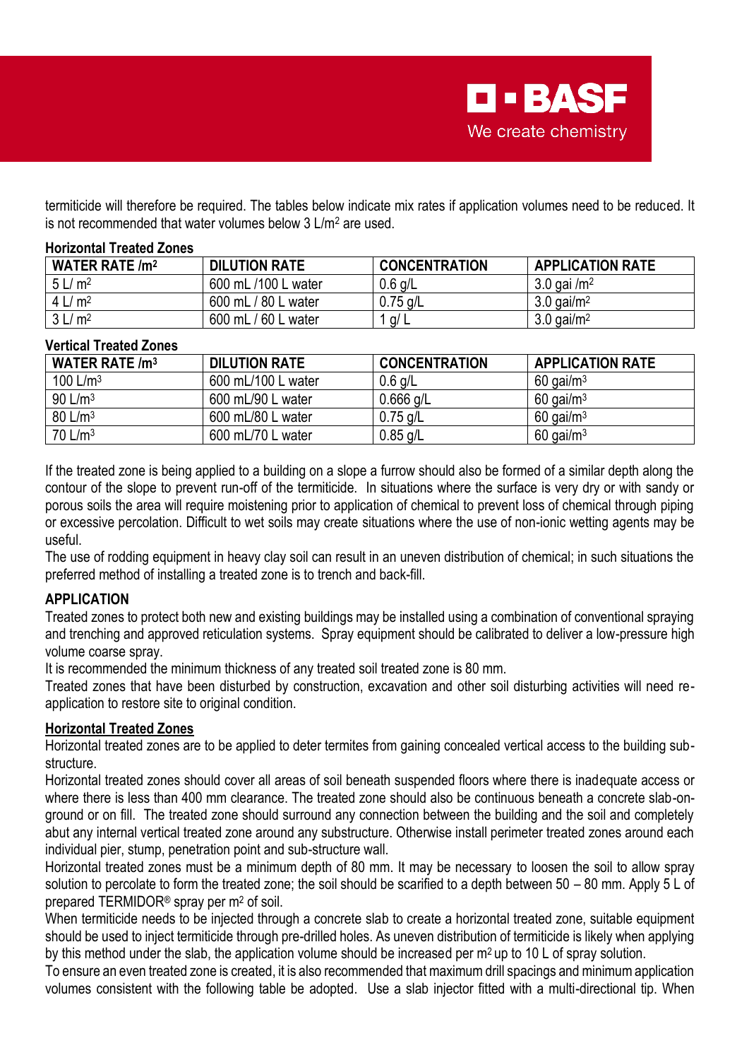termiticide will therefore be required. The tables below indicate mix rates if application volumes need to be reduced. It is not recommended that water volumes below 3 L/m$^2$ are used.

**Horizontal Treated Zones**

| WATER RATE /m$^2$ | DILUTION RATE | CONCENTRATION | APPLICATION RATE |
|---|---|---|---|
| 5 L/ m$^2$ | 600 mL /100 L water | 0.6 g/L | 3.0 gai /m$^2$ |
| 4 L/ m$^2$ | 600 mL / 80 L water | 0.75 g/L | 3.0 gai/m$^2$ |
| 3 L/ m$^2$ | 600 mL / 60 L water | 1 g/ L | 3.0 gai/m$^2$ |

**Vertical Treated Zones**

| WATER RATE /m$^3$ | DILUTION RATE | CONCENTRATION | APPLICATION RATE |
|---|---|---|---|
| 100 L/m$^3$ | 600 mL/100 L water | 0.6 g/L | 60 gai/m$^3$ |
| 90 L/m$^3$ | 600 mL/90 L water | 0.666 g/L | 60 gai/m$^3$ |
| 80 L/m$^3$ | 600 mL/80 L water | 0.75 g/L | 60 gai/m$^3$ |
| 70 L/m$^3$ | 600 mL/70 L water | 0.85 g/L | 60 gai/m$^3$ |

If the treated zone is being applied to a building on a slope a furrow should also be formed of a similar depth along the contour of the slope to prevent run-off of the termiticide. In situations where the surface is very dry or with sandy or porous soils the area will require moistening prior to application of chemical to prevent loss of chemical through piping or excessive percolation. Difficult to wet soils may create situations where the use of non-ionic wetting agents may be useful.

The use of rodding equipment in heavy clay soil can result in an uneven distribution of chemical; in such situations the preferred method of installing a treated zone is to trench and back-fill.

## APPLICATION

Treated zones to protect both new and existing buildings may be installed using a combination of conventional spraying and trenching and approved reticulation systems. Spray equipment should be calibrated to deliver a low-pressure high volume coarse spray.

It is recommended the minimum thickness of any treated soil treated zone is 80 mm.

Treated zones that have been disturbed by construction, excavation and other soil disturbing activities will need re-application to restore site to original condition.

### Horizontal Treated Zones

Horizontal treated zones are to be applied to deter termites from gaining concealed vertical access to the building sub-structure.

Horizontal treated zones should cover all areas of soil beneath suspended floors where there is inadequate access or where there is less than 400 mm clearance. The treated zone should also be continuous beneath a concrete slab-on-ground or on fill. The treated zone should surround any connection between the building and the soil and completely abut any internal vertical treated zone around any substructure. Otherwise install perimeter treated zones around each individual pier, stump, penetration point and sub-structure wall.

Horizontal treated zones must be a minimum depth of 80 mm. It may be necessary to loosen the soil to allow spray solution to percolate to form the treated zone; the soil should be scarified to a depth between 50 – 80 mm. Apply 5 L of prepared TERMIDOR® spray per m$^2$ of soil.

When termiticide needs to be injected through a concrete slab to create a horizontal treated zone, suitable equipment should be used to inject termiticide through pre-drilled holes. As uneven distribution of termiticide is likely when applying by this method under the slab, the application volume should be increased per m$^2$ up to 10 L of spray solution.

To ensure an even treated zone is created, it is also recommended that maximum drill spacings and minimum application volumes consistent with the following table be adopted. Use a slab injector fitted with a multi-directional tip. When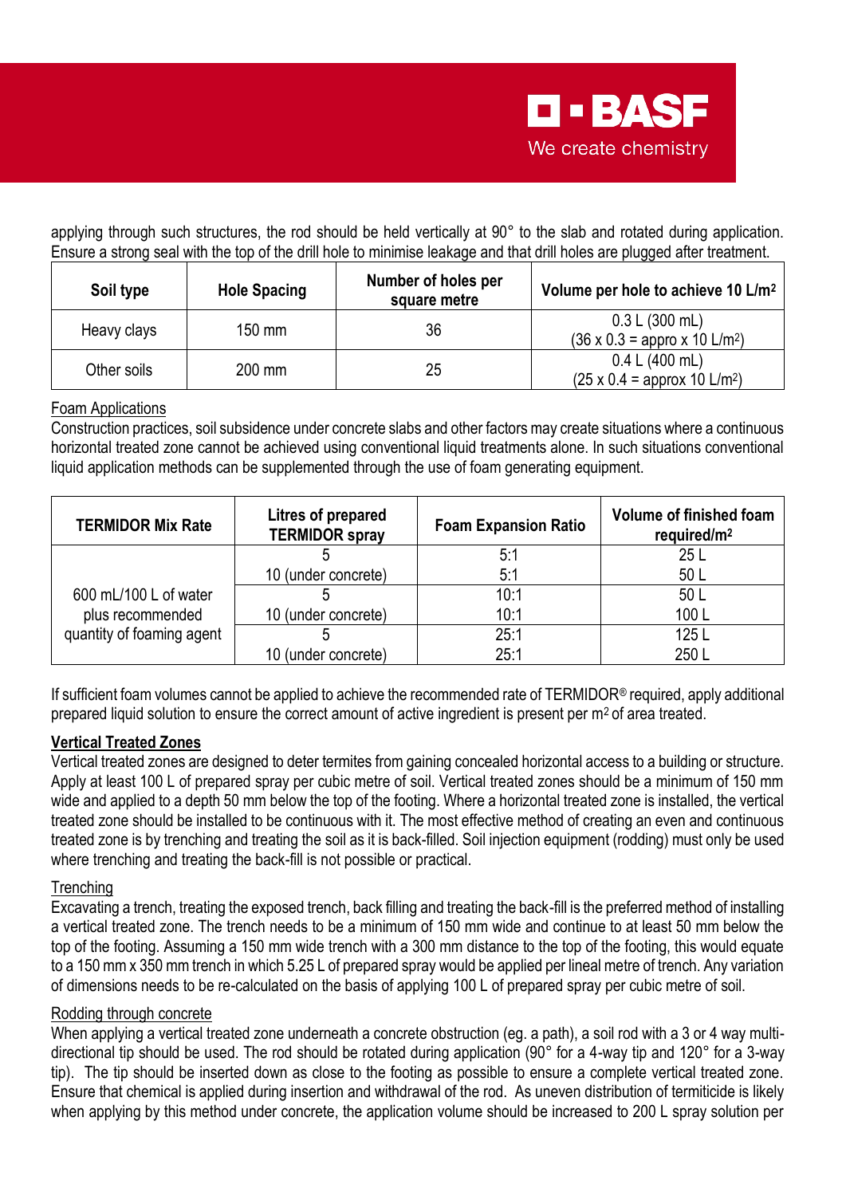applying through such structures, the rod should be held vertically at 90° to the slab and rotated during application. Ensure a strong seal with the top of the drill hole to minimise leakage and that drill holes are plugged after treatment.

| Soil type | Hole Spacing | Number of holes per square metre | Volume per hole to achieve 10 L/m$^2$ |
|---|---|---|---|
| Heavy clays | 150 mm | 36 | 0.3 L (300 mL) (36 x 0.3 = appro x 10 L/m$^2$) |
| Other soils | 200 mm | 25 | 0.4 L (400 mL) (25 x 0.4 = approx 10 L/m$^2$) |

Foam Applications

Construction practices, soil subsidence under concrete slabs and other factors may create situations where a continuous horizontal treated zone cannot be achieved using conventional liquid treatments alone. In such situations conventional liquid application methods can be supplemented through the use of foam generating equipment.

| TERMIDOR Mix Rate | Litres of prepared TERMIDOR spray | Foam Expansion Ratio | Volume of finished foam required/m$^2$ |
|---|---|---|---|
| 600 mL/100 L of water plus recommended quantity of foaming agent | 5 | 5:1 | 25 L |
| | 10 (under concrete) | 5:1 | 50 L |
| | 5 | 10:1 | 50 L |
| | 10 (under concrete) | 10:1 | 100 L |
| | 5 | 25:1 | 125 L |
| | 10 (under concrete) | 25:1 | 250 L |

If sufficient foam volumes cannot be applied to achieve the recommended rate of TERMIDOR® required, apply additional prepared liquid solution to ensure the correct amount of active ingredient is present per m$^2$ of area treated.

**Vertical Treated Zones**

Vertical treated zones are designed to deter termites from gaining concealed horizontal access to a building or structure. Apply at least 100 L of prepared spray per cubic metre of soil. Vertical treated zones should be a minimum of 150 mm wide and applied to a depth 50 mm below the top of the footing. Where a horizontal treated zone is installed, the vertical treated zone should be installed to be continuous with it. The most effective method of creating an even and continuous treated zone is by trenching and treating the soil as it is back-filled. Soil injection equipment (rodding) must only be used where trenching and treating the back-fill is not possible or practical.

Trenching

Excavating a trench, treating the exposed trench, back filling and treating the back-fill is the preferred method of installing a vertical treated zone. The trench needs to be a minimum of 150 mm wide and continue to at least 50 mm below the top of the footing. Assuming a 150 mm wide trench with a 300 mm distance to the top of the footing, this would equate to a 150 mm x 350 mm trench in which 5.25 L of prepared spray would be applied per lineal metre of trench. Any variation of dimensions needs to be re-calculated on the basis of applying 100 L of prepared spray per cubic metre of soil.

Rodding through concrete

When applying a vertical treated zone underneath a concrete obstruction (eg. a path), a soil rod with a 3 or 4 way multi-directional tip should be used. The rod should be rotated during application (90° for a 4-way tip and 120° for a 3-way tip). The tip should be inserted down as close to the footing as possible to ensure a complete vertical treated zone. Ensure that chemical is applied during insertion and withdrawal of the rod. As uneven distribution of termiticide is likely when applying by this method under concrete, the application volume should be increased to 200 L spray solution per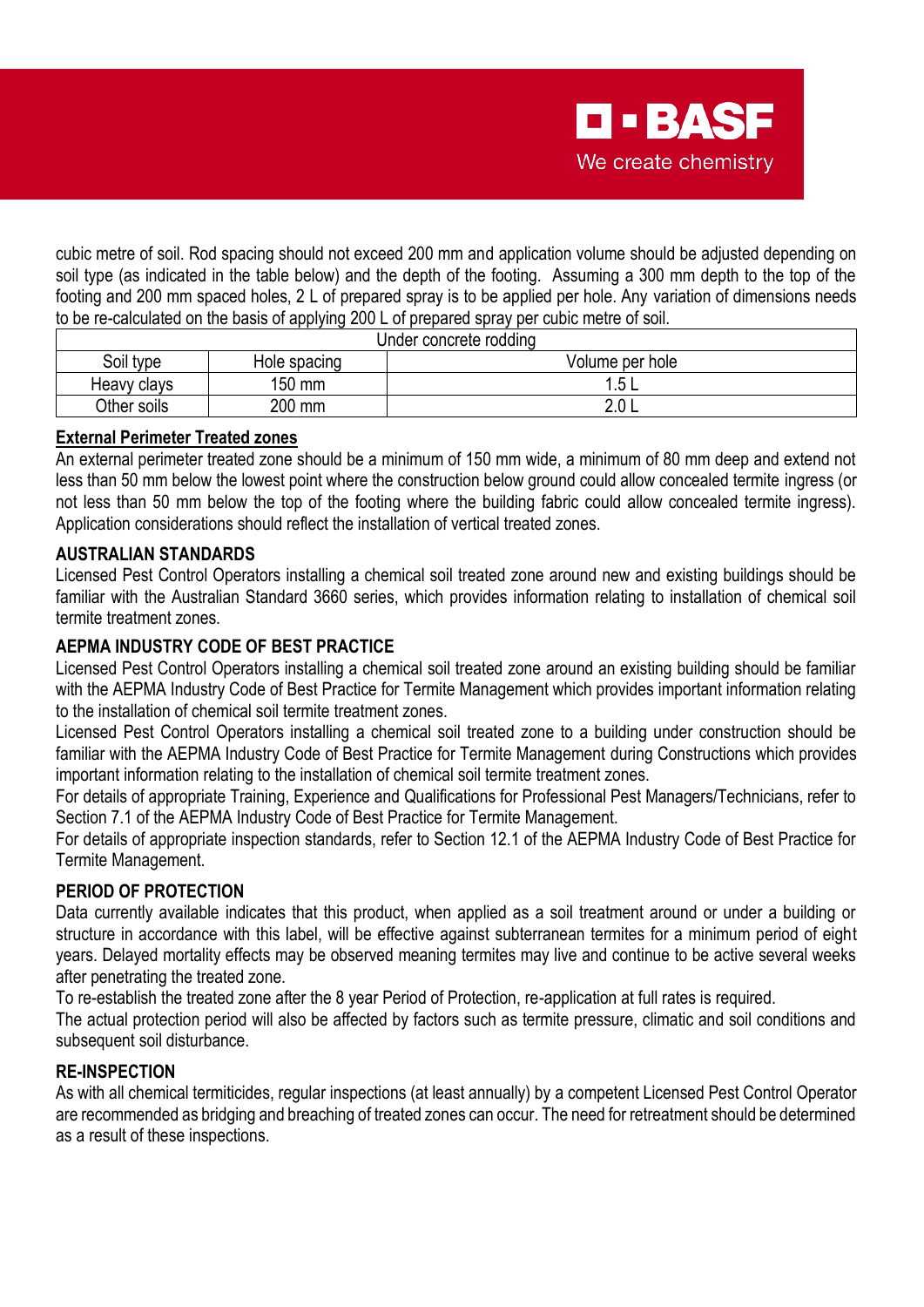cubic metre of soil. Rod spacing should not exceed 200 mm and application volume should be adjusted depending on soil type (as indicated in the table below) and the depth of the footing. Assuming a 300 mm depth to the top of the footing and 200 mm spaced holes, 2 L of prepared spray is to be applied per hole. Any variation of dimensions needs to be re-calculated on the basis of applying 200 L of prepared spray per cubic metre of soil.

| Under concrete rodding | | |
|---|---|---|
| Soil type | Hole spacing | Volume per hole |
| Heavy clays | 150 mm | 1.5 L |
| Other soils | 200 mm | 2.0 L |

**External Perimeter Treated zones**

An external perimeter treated zone should be a minimum of 150 mm wide, a minimum of 80 mm deep and extend not less than 50 mm below the lowest point where the construction below ground could allow concealed termite ingress (or not less than 50 mm below the top of the footing where the building fabric could allow concealed termite ingress). Application considerations should reflect the installation of vertical treated zones.

**AUSTRALIAN STANDARDS**

Licensed Pest Control Operators installing a chemical soil treated zone around new and existing buildings should be familiar with the Australian Standard 3660 series, which provides information relating to installation of chemical soil termite treatment zones.

**AEPMA INDUSTRY CODE OF BEST PRACTICE**

Licensed Pest Control Operators installing a chemical soil treated zone around an existing building should be familiar with the AEPMA Industry Code of Best Practice for Termite Management which provides important information relating to the installation of chemical soil termite treatment zones.

Licensed Pest Control Operators installing a chemical soil treated zone to a building under construction should be familiar with the AEPMA Industry Code of Best Practice for Termite Management during Constructions which provides important information relating to the installation of chemical soil termite treatment zones.

For details of appropriate Training, Experience and Qualifications for Professional Pest Managers/Technicians, refer to Section 7.1 of the AEPMA Industry Code of Best Practice for Termite Management.

For details of appropriate inspection standards, refer to Section 12.1 of the AEPMA Industry Code of Best Practice for Termite Management.

**PERIOD OF PROTECTION**

Data currently available indicates that this product, when applied as a soil treatment around or under a building or structure in accordance with this label, will be effective against subterranean termites for a minimum period of eight years. Delayed mortality effects may be observed meaning termites may live and continue to be active several weeks after penetrating the treated zone.

To re-establish the treated zone after the 8 year Period of Protection, re-application at full rates is required.

The actual protection period will also be affected by factors such as termite pressure, climatic and soil conditions and subsequent soil disturbance.

**RE-INSPECTION**

As with all chemical termiticides, regular inspections (at least annually) by a competent Licensed Pest Control Operator are recommended as bridging and breaching of treated zones can occur. The need for retreatment should be determined as a result of these inspections.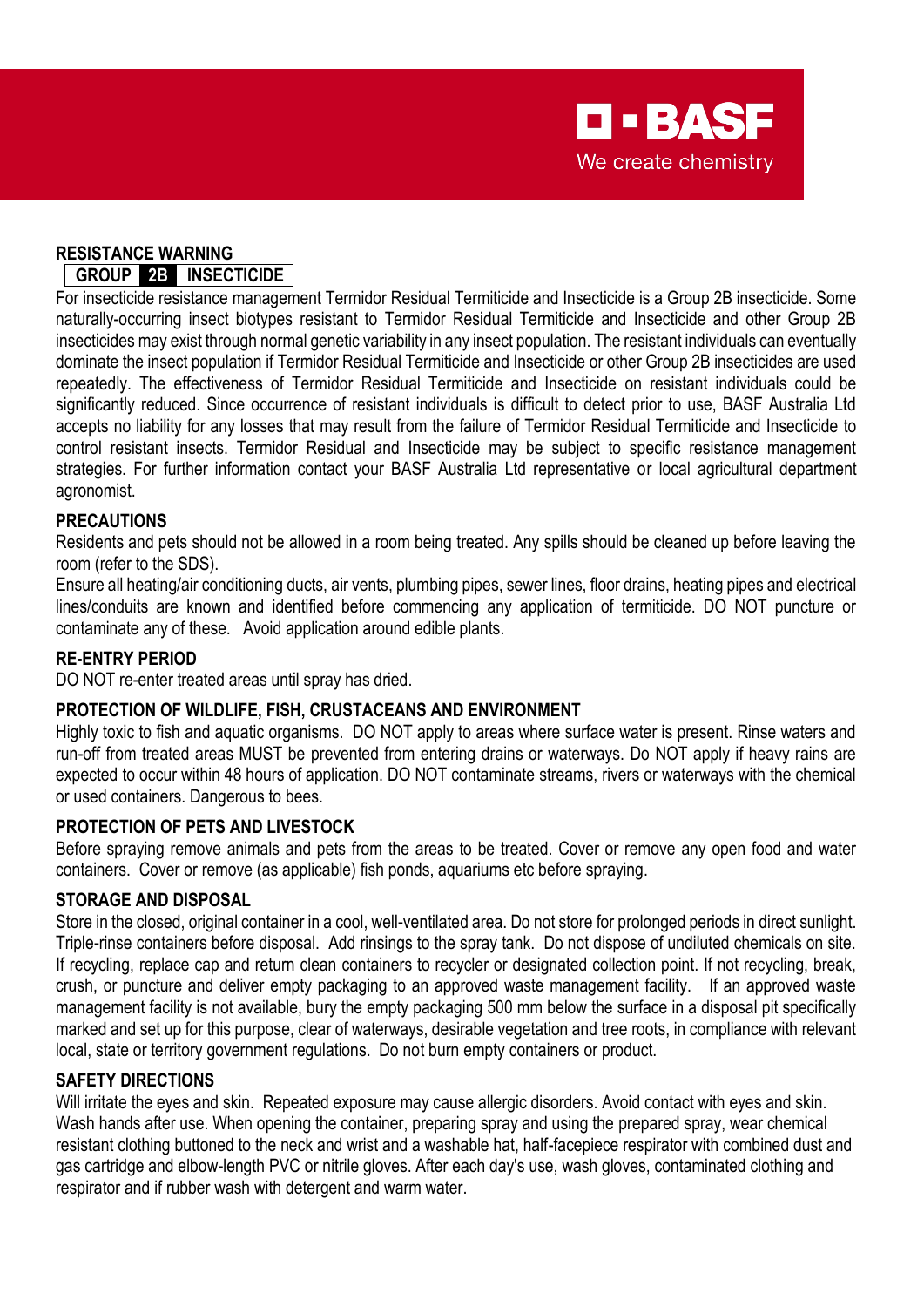**RESISTANCE WARNING**

**GROUP 2B INSECTICIDE**

For insecticide resistance management Termidor Residual Termiticide and Insecticide is a Group 2B insecticide. Some naturally-occurring insect biotypes resistant to Termidor Residual Termiticide and Insecticide and other Group 2B insecticides may exist through normal genetic variability in any insect population. The resistant individuals can eventually dominate the insect population if Termidor Residual Termiticide and Insecticide or other Group 2B insecticides are used repeatedly. The effectiveness of Termidor Residual Termiticide and Insecticide on resistant individuals could be significantly reduced. Since occurrence of resistant individuals is difficult to detect prior to use, BASF Australia Ltd accepts no liability for any losses that may result from the failure of Termidor Residual Termiticide and Insecticide to control resistant insects. Termidor Residual and Insecticide may be subject to specific resistance management strategies. For further information contact your BASF Australia Ltd representative or local agricultural department agronomist.

**PRECAUTIONS**

Residents and pets should not be allowed in a room being treated. Any spills should be cleaned up before leaving the room (refer to the SDS).

Ensure all heating/air conditioning ducts, air vents, plumbing pipes, sewer lines, floor drains, heating pipes and electrical lines/conduits are known and identified before commencing any application of termiticide. DO NOT puncture or contaminate any of these. Avoid application around edible plants.

**RE-ENTRY PERIOD**

DO NOT re-enter treated areas until spray has dried.

**PROTECTION OF WILDLIFE, FISH, CRUSTACEANS AND ENVIRONMENT**

Highly toxic to fish and aquatic organisms. DO NOT apply to areas where surface water is present. Rinse waters and run-off from treated areas MUST be prevented from entering drains or waterways. Do NOT apply if heavy rains are expected to occur within 48 hours of application. DO NOT contaminate streams, rivers or waterways with the chemical or used containers. Dangerous to bees.

**PROTECTION OF PETS AND LIVESTOCK**

Before spraying remove animals and pets from the areas to be treated. Cover or remove any open food and water containers. Cover or remove (as applicable) fish ponds, aquariums etc before spraying.

**STORAGE AND DISPOSAL**

Store in the closed, original container in a cool, well-ventilated area. Do not store for prolonged periods in direct sunlight. Triple-rinse containers before disposal. Add rinsings to the spray tank. Do not dispose of undiluted chemicals on site. If recycling, replace cap and return clean containers to recycler or designated collection point. If not recycling, break, crush, or puncture and deliver empty packaging to an approved waste management facility. If an approved waste management facility is not available, bury the empty packaging 500 mm below the surface in a disposal pit specifically marked and set up for this purpose, clear of waterways, desirable vegetation and tree roots, in compliance with relevant local, state or territory government regulations. Do not burn empty containers or product.

**SAFETY DIRECTIONS**

Will irritate the eyes and skin. Repeated exposure may cause allergic disorders. Avoid contact with eyes and skin. Wash hands after use. When opening the container, preparing spray and using the prepared spray, wear chemical resistant clothing buttoned to the neck and wrist and a washable hat, half-facepiece respirator with combined dust and gas cartridge and elbow-length PVC or nitrile gloves. After each day's use, wash gloves, contaminated clothing and respirator and if rubber wash with detergent and warm water.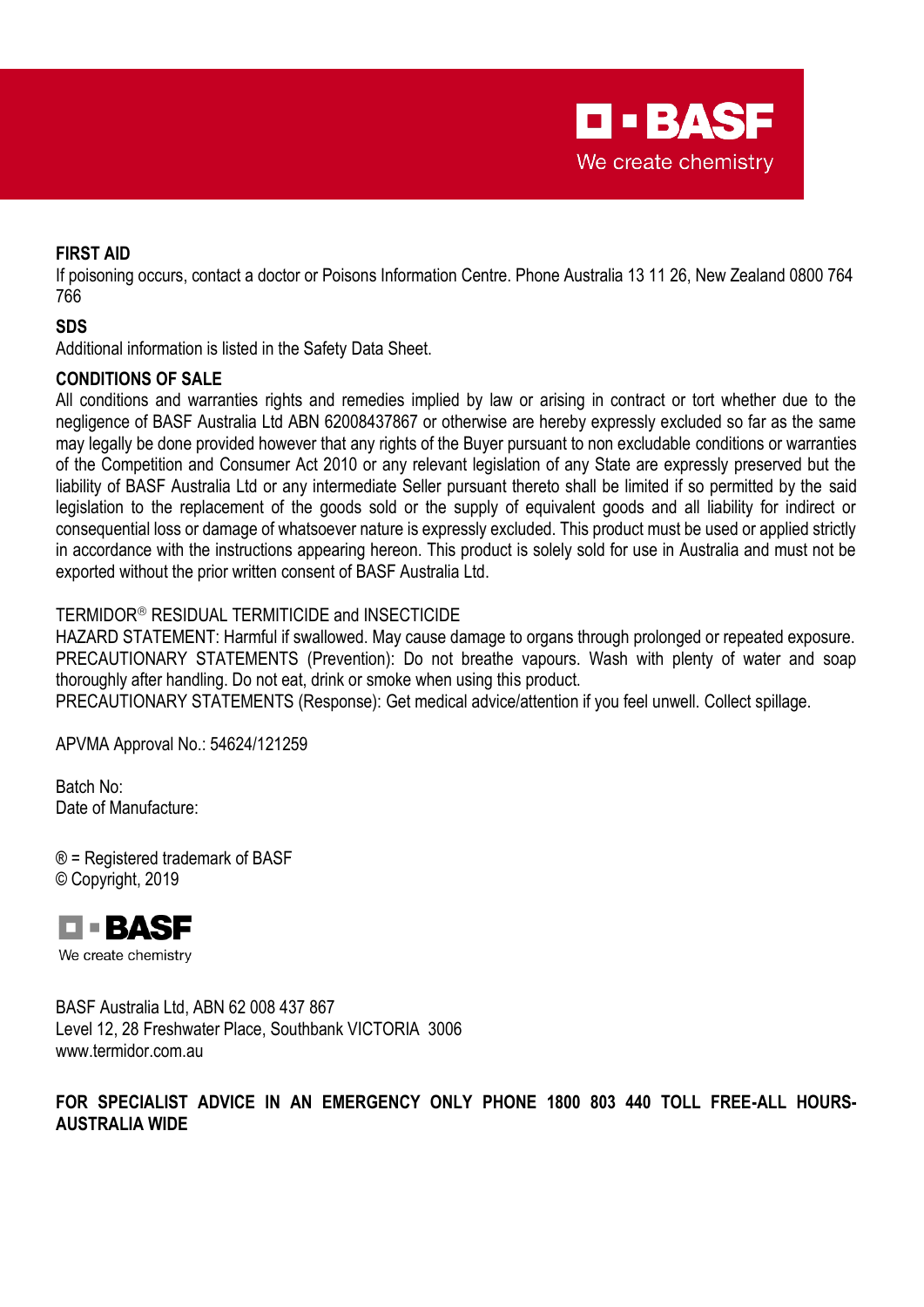BASF
We create chemistry

## FIRST AID

If poisoning occurs, contact a doctor or Poisons Information Centre. Phone Australia 13 11 26, New Zealand 0800 764 766

## SDS

Additional information is listed in the Safety Data Sheet.

## CONDITIONS OF SALE

All conditions and warranties rights and remedies implied by law or arising in contract or tort whether due to the negligence of BASF Australia Ltd ABN 62008437867 or otherwise are hereby expressly excluded so far as the same may legally be done provided however that any rights of the Buyer pursuant to non excludable conditions or warranties of the Competition and Consumer Act 2010 or any relevant legislation of any State are expressly preserved but the liability of BASF Australia Ltd or any intermediate Seller pursuant thereto shall be limited if so permitted by the said legislation to the replacement of the goods sold or the supply of equivalent goods and all liability for indirect or consequential loss or damage of whatsoever nature is expressly excluded. This product must be used or applied strictly in accordance with the instructions appearing hereon. This product is solely sold for use in Australia and must not be exported without the prior written consent of BASF Australia Ltd.

TERMIDOR® RESIDUAL TERMITICIDE and INSECTICIDE
HAZARD STATEMENT: Harmful if swallowed. May cause damage to organs through prolonged or repeated exposure.
PRECAUTIONARY STATEMENTS (Prevention): Do not breathe vapours. Wash with plenty of water and soap thoroughly after handling. Do not eat, drink or smoke when using this product.
PRECAUTIONARY STATEMENTS (Response): Get medical advice/attention if you feel unwell. Collect spillage.

APVMA Approval No.: 54624/121259

Batch No:
Date of Manufacture:

® = Registered trademark of BASF
© Copyright, 2019

BASF
We create chemistry

BASF Australia Ltd, ABN 62 008 437 867
Level 12, 28 Freshwater Place, Southbank VICTORIA 3006
www.termidor.com.au

**FOR SPECIALIST ADVICE IN AN EMERGENCY ONLY PHONE 1800 803 440 TOLL FREE-ALL HOURS-AUSTRALIA WIDE**